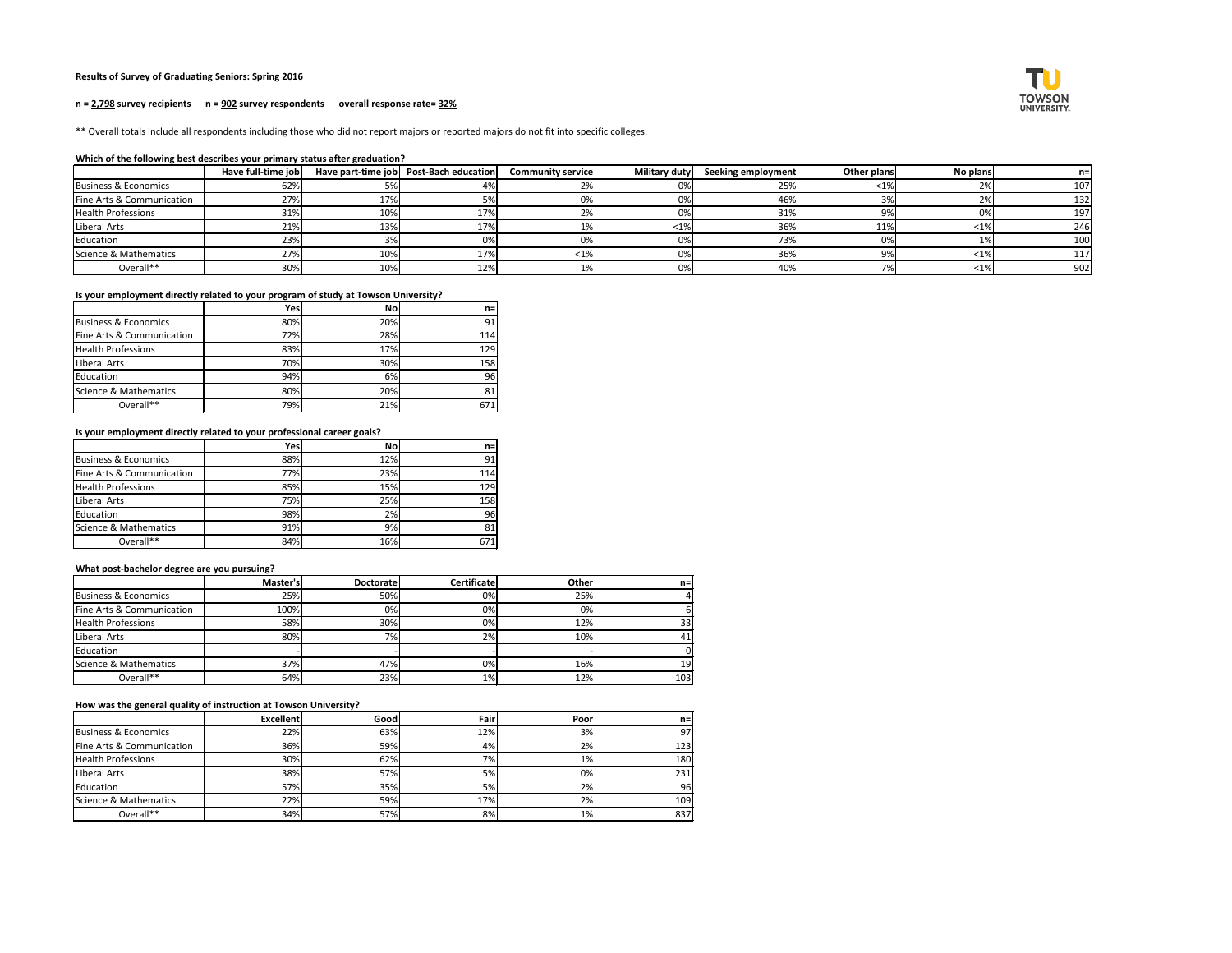**Results of Survey of Graduating Seniors: Spring 2016**

**n = 2,798 survey recipients n = 902 survey respondents overall response rate= 32%**

** Overall totals include all respondents including those who did not report majors or reported majors do not fit into specific colleges.

**Which of the following best describes your primary status after graduation?**

| | Have full-time job | Have part-time job | Post-Bach education | Community service | Military duty | Seeking employment | Other plans | No plans | n= |
|---|---|---|---|---|---|---|---|---|---|
| Business & Economics | 62% | 5% | 4% | 2% | 0% | 25% | <1% | 2% | 107 |
| Fine Arts & Communication | 27% | 17% | 5% | 0% | 0% | 46% | 3% | 2% | 132 |
| Health Professions | 31% | 10% | 17% | 2% | 0% | 31% | 9% | 0% | 197 |
| Liberal Arts | 21% | 13% | 17% | 1% | <1% | 36% | 11% | <1% | 246 |
| Education | 23% | 3% | 0% | 0% | 0% | 73% | 0% | 1% | 100 |
| Science & Mathematics | 27% | 10% | 17% | <1% | 0% | 36% | 9% | <1% | 117 |
| Overall** | 30% | 10% | 12% | 1% | 0% | 40% | 7% | <1% | 902 |

**Is your employment directly related to your program of study at Towson University?**

| | Yes | No | n= |
|---|---|---|---|
| Business & Economics | 80% | 20% | 91 |
| Fine Arts & Communication | 72% | 28% | 114 |
| Health Professions | 83% | 17% | 129 |
| Liberal Arts | 70% | 30% | 158 |
| Education | 94% | 6% | 96 |
| Science & Mathematics | 80% | 20% | 81 |
| Overall** | 79% | 21% | 671 |

**Is your employment directly related to your professional career goals?**

| | Yes | No | n= |
|---|---|---|---|
| Business & Economics | 88% | 12% | 91 |
| Fine Arts & Communication | 77% | 23% | 114 |
| Health Professions | 85% | 15% | 129 |
| Liberal Arts | 75% | 25% | 158 |
| Education | 98% | 2% | 96 |
| Science & Mathematics | 91% | 9% | 81 |
| Overall** | 84% | 16% | 671 |

**What post-bachelor degree are you pursuing?**

| | Master's | Doctorate | Certificate | Other | n= |
|---|---|---|---|---|---|
| Business & Economics | 25% | 50% | 0% | 25% | 4 |
| Fine Arts & Communication | 100% | 0% | 0% | 0% | 6 |
| Health Professions | 58% | 30% | 0% | 12% | 33 |
| Liberal Arts | 80% | 7% | 2% | 10% | 41 |
| Education | - | - | - | - | 0 |
| Science & Mathematics | 37% | 47% | 0% | 16% | 19 |
| Overall** | 64% | 23% | 1% | 12% | 103 |

**How was the general quality of instruction at Towson University?**

| | Excellent | Good | Fair | Poor | n= |
|---|---|---|---|---|---|
| Business & Economics | 22% | 63% | 12% | 3% | 97 |
| Fine Arts & Communication | 36% | 59% | 4% | 2% | 123 |
| Health Professions | 30% | 62% | 7% | 1% | 180 |
| Liberal Arts | 38% | 57% | 5% | 0% | 231 |
| Education | 57% | 35% | 5% | 2% | 96 |
| Science & Mathematics | 22% | 59% | 17% | 2% | 109 |
| Overall** | 34% | 57% | 8% | 1% | 837 |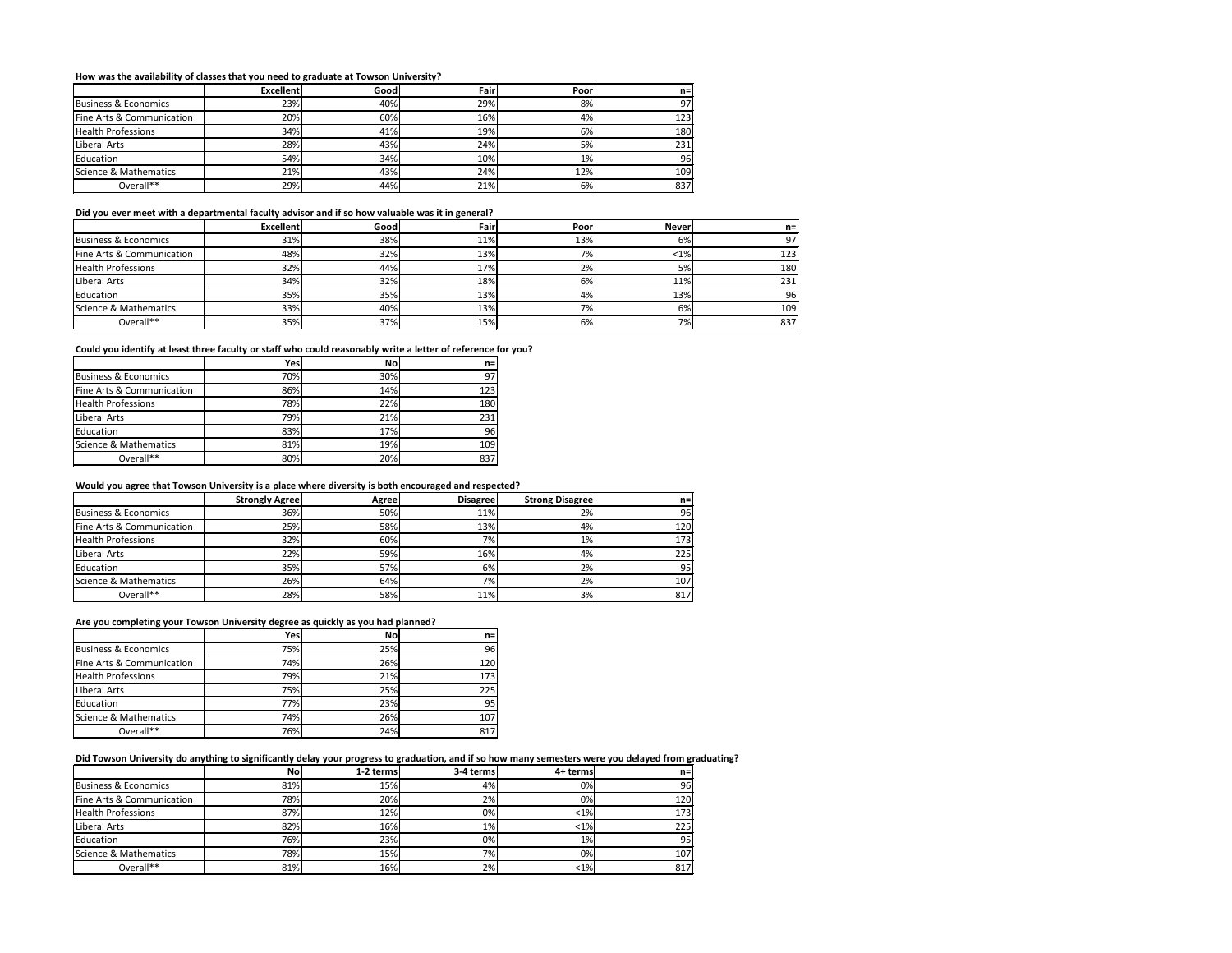**How was the availability of classes that you need to graduate at Towson University?**

| | Excellent | Good | Fair | Poor | n= |
|---|---|---|---|---|---|
| Business & Economics | 23% | 40% | 29% | 8% | 97 |
| Fine Arts & Communication | 20% | 60% | 16% | 4% | 123 |
| Health Professions | 34% | 41% | 19% | 6% | 180 |
| Liberal Arts | 28% | 43% | 24% | 5% | 231 |
| Education | 54% | 34% | 10% | 1% | 96 |
| Science & Mathematics | 21% | 43% | 24% | 12% | 109 |
| Overall** | 29% | 44% | 21% | 6% | 837 |

**Did you ever meet with a departmental faculty advisor and if so how valuable was it in general?**

| | Excellent | Good | Fair | Poor | Never | n= |
|---|---|---|---|---|---|---|
| Business & Economics | 31% | 38% | 11% | 13% | 6% | 97 |
| Fine Arts & Communication | 48% | 32% | 13% | 7% | <1% | 123 |
| Health Professions | 32% | 44% | 17% | 2% | 5% | 180 |
| Liberal Arts | 34% | 32% | 18% | 6% | 11% | 231 |
| Education | 35% | 35% | 13% | 4% | 13% | 96 |
| Science & Mathematics | 33% | 40% | 13% | 7% | 6% | 109 |
| Overall** | 35% | 37% | 15% | 6% | 7% | 837 |

**Could you identify at least three faculty or staff who could reasonably write a letter of reference for you?**

| | Yes | No | n= |
|---|---|---|---|
| Business & Economics | 70% | 30% | 97 |
| Fine Arts & Communication | 86% | 14% | 123 |
| Health Professions | 78% | 22% | 180 |
| Liberal Arts | 79% | 21% | 231 |
| Education | 83% | 17% | 96 |
| Science & Mathematics | 81% | 19% | 109 |
| Overall** | 80% | 20% | 837 |

**Would you agree that Towson University is a place where diversity is both encouraged and respected?**

| | Strongly Agree | Agree | Disagree | Strong Disagree | n= |
|---|---|---|---|---|---|
| Business & Economics | 36% | 50% | 11% | 2% | 96 |
| Fine Arts & Communication | 25% | 58% | 13% | 4% | 120 |
| Health Professions | 32% | 60% | 7% | 1% | 173 |
| Liberal Arts | 22% | 59% | 16% | 4% | 225 |
| Education | 35% | 57% | 6% | 2% | 95 |
| Science & Mathematics | 26% | 64% | 7% | 2% | 107 |
| Overall** | 28% | 58% | 11% | 3% | 817 |

**Are you completing your Towson University degree as quickly as you had planned?**

| | Yes | No | n= |
|---|---|---|---|
| Business & Economics | 75% | 25% | 96 |
| Fine Arts & Communication | 74% | 26% | 120 |
| Health Professions | 79% | 21% | 173 |
| Liberal Arts | 75% | 25% | 225 |
| Education | 77% | 23% | 95 |
| Science & Mathematics | 74% | 26% | 107 |
| Overall** | 76% | 24% | 817 |

**Did Towson University do anything to significantly delay your progress to graduation, and if so how many semesters were you delayed from graduating?**

| | No | 1-2 terms | 3-4 terms | 4+ terms | n= |
|---|---|---|---|---|---|
| Business & Economics | 81% | 15% | 4% | 0% | 96 |
| Fine Arts & Communication | 78% | 20% | 2% | 0% | 120 |
| Health Professions | 87% | 12% | 0% | <1% | 173 |
| Liberal Arts | 82% | 16% | 1% | <1% | 225 |
| Education | 76% | 23% | 0% | 1% | 95 |
| Science & Mathematics | 78% | 15% | 7% | 0% | 107 |
| Overall** | 81% | 16% | 2% | <1% | 817 |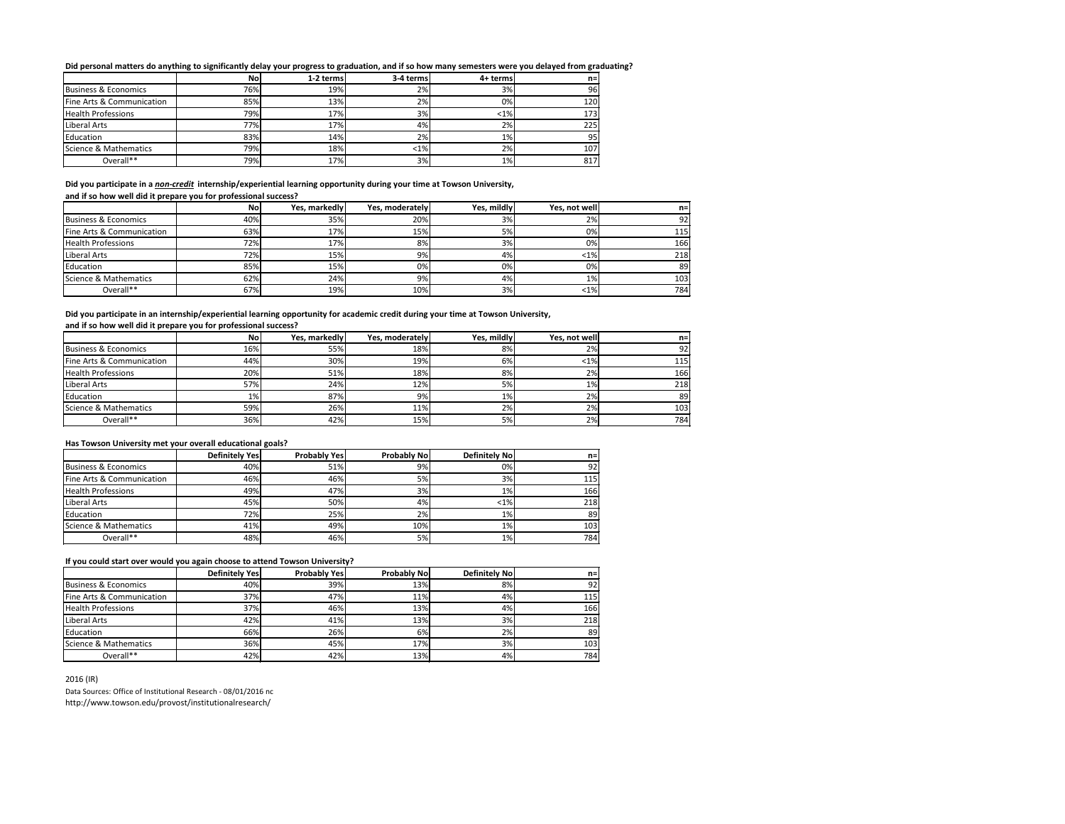**Did personal matters do anything to significantly delay your progress to graduation, and if so how many semesters were you delayed from graduating?**

| | No | 1-2 terms | 3-4 terms | 4+ terms | n= |
|---|---|---|---|---|---|
| Business & Economics | 76% | 19% | 2% | 3% | 96 |
| Fine Arts & Communication | 85% | 13% | 2% | 0% | 120 |
| Health Professions | 79% | 17% | 3% | <1% | 173 |
| Liberal Arts | 77% | 17% | 4% | 2% | 225 |
| Education | 83% | 14% | 2% | 1% | 95 |
| Science & Mathematics | 79% | 18% | <1% | 2% | 107 |
| Overall** | 79% | 17% | 3% | 1% | 817 |

**Did you participate in a *non-credit* internship/experiential learning opportunity during your time at Towson University, and if so how well did it prepare you for professional success?**

| | No | Yes, markedly | Yes, moderately | Yes, mildly | Yes, not well | n= |
|---|---|---|---|---|---|---|
| Business & Economics | 40% | 35% | 20% | 3% | 2% | 92 |
| Fine Arts & Communication | 63% | 17% | 15% | 5% | 0% | 115 |
| Health Professions | 72% | 17% | 8% | 3% | 0% | 166 |
| Liberal Arts | 72% | 15% | 9% | 4% | <1% | 218 |
| Education | 85% | 15% | 0% | 0% | 0% | 89 |
| Science & Mathematics | 62% | 24% | 9% | 4% | 1% | 103 |
| Overall** | 67% | 19% | 10% | 3% | <1% | 784 |

**Did you participate in an internship/experiential learning opportunity for academic credit during your time at Towson University, and if so how well did it prepare you for professional success?**

| | No | Yes, markedly | Yes, moderately | Yes, mildly | Yes, not well | n= |
|---|---|---|---|---|---|---|
| Business & Economics | 16% | 55% | 18% | 8% | 2% | 92 |
| Fine Arts & Communication | 44% | 30% | 19% | 6% | <1% | 115 |
| Health Professions | 20% | 51% | 18% | 8% | 2% | 166 |
| Liberal Arts | 57% | 24% | 12% | 5% | 1% | 218 |
| Education | 1% | 87% | 9% | 1% | 2% | 89 |
| Science & Mathematics | 59% | 26% | 11% | 2% | 2% | 103 |
| Overall** | 36% | 42% | 15% | 5% | 2% | 784 |

**Has Towson University met your overall educational goals?**

| | Definitely Yes | Probably Yes | Probably No | Definitely No | n= |
|---|---|---|---|---|---|
| Business & Economics | 40% | 51% | 9% | 0% | 92 |
| Fine Arts & Communication | 46% | 46% | 5% | 3% | 115 |
| Health Professions | 49% | 47% | 3% | 1% | 166 |
| Liberal Arts | 45% | 50% | 4% | <1% | 218 |
| Education | 72% | 25% | 2% | 1% | 89 |
| Science & Mathematics | 41% | 49% | 10% | 1% | 103 |
| Overall** | 48% | 46% | 5% | 1% | 784 |

**If you could start over would you again choose to attend Towson University?**

| | Definitely Yes | Probably Yes | Probably No | Definitely No | n= |
|---|---|---|---|---|---|
| Business & Economics | 40% | 39% | 13% | 8% | 92 |
| Fine Arts & Communication | 37% | 47% | 11% | 4% | 115 |
| Health Professions | 37% | 46% | 13% | 4% | 166 |
| Liberal Arts | 42% | 41% | 13% | 3% | 218 |
| Education | 66% | 26% | 6% | 2% | 89 |
| Science & Mathematics | 36% | 45% | 17% | 3% | 103 |
| Overall** | 42% | 42% | 13% | 4% | 784 |

2016 (IR)

Data Sources: Office of Institutional Research - 08/01/2016 nc

http://www.towson.edu/provost/institutionalresearch/